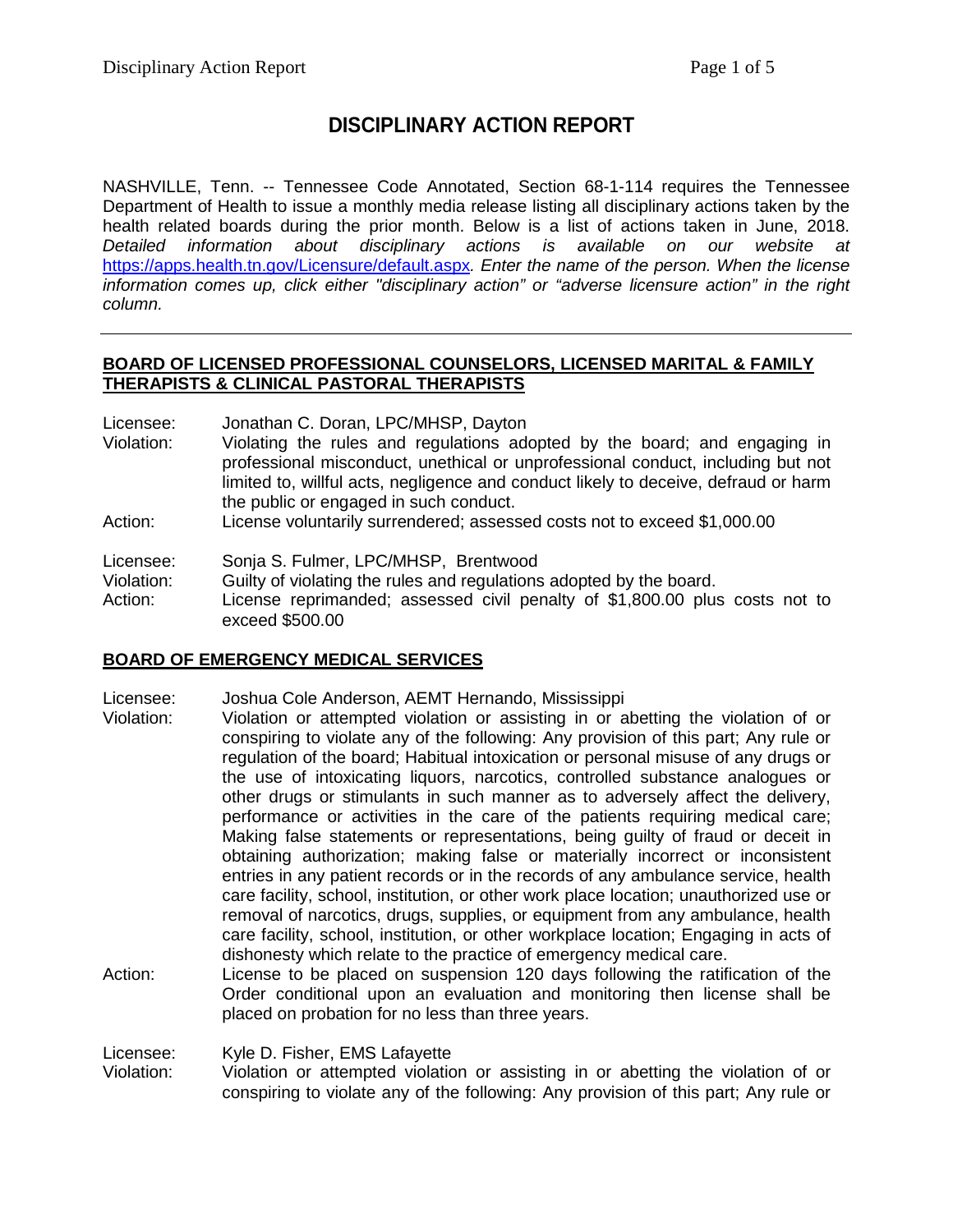# DISCIPLINARY ACTION REPORT

NASHVILLE, Tenn. -- Tennessee Code Annotated, Section 68-1-114 requires the Tennessee Department of Health to issue a monthly media release listing all disciplinary actions taken by the health related boards during the prior month. Below is a list of actions taken in June, 2018. *Detailed information about disciplinary actions is available on our website at* https://apps.health.tn.gov/Licensure/default.aspx*. Enter the name of the person. When the license information comes up, click either "disciplinary action" or "adverse licensure action" in the right column.*

---

## BOARD OF LICENSED PROFESSIONAL COUNSELORS, LICENSED MARITAL & FAMILY THERAPISTS & CLINICAL PASTORAL THERAPISTS

Licensee: Jonathan C. Doran, LPC/MHSP, Dayton
Violation: Violating the rules and regulations adopted by the board; and engaging in professional misconduct, unethical or unprofessional conduct, including but not limited to, willful acts, negligence and conduct likely to deceive, defraud or harm the public or engaged in such conduct.
Action: License voluntarily surrendered; assessed costs not to exceed $1,000.00

Licensee: Sonja S. Fulmer, LPC/MHSP, Brentwood
Violation: Guilty of violating the rules and regulations adopted by the board.
Action: License reprimanded; assessed civil penalty of $1,800.00 plus costs not to exceed $500.00

## BOARD OF EMERGENCY MEDICAL SERVICES

Licensee: Joshua Cole Anderson, AEMT Hernando, Mississippi
Violation: Violation or attempted violation or assisting in or abetting the violation of or conspiring to violate any of the following: Any provision of this part; Any rule or regulation of the board; Habitual intoxication or personal misuse of any drugs or the use of intoxicating liquors, narcotics, controlled substance analogues or other drugs or stimulants in such manner as to adversely affect the delivery, performance or activities in the care of the patients requiring medical care; Making false statements or representations, being guilty of fraud or deceit in obtaining authorization; making false or materially incorrect or inconsistent entries in any patient records or in the records of any ambulance service, health care facility, school, institution, or other work place location; unauthorized use or removal of narcotics, drugs, supplies, or equipment from any ambulance, health care facility, school, institution, or other workplace location; Engaging in acts of dishonesty which relate to the practice of emergency medical care.
Action: License to be placed on suspension 120 days following the ratification of the Order conditional upon an evaluation and monitoring then license shall be placed on probation for no less than three years.

Licensee: Kyle D. Fisher, EMS Lafayette
Violation: Violation or attempted violation or assisting in or abetting the violation of or conspiring to violate any of the following: Any provision of this part; Any rule or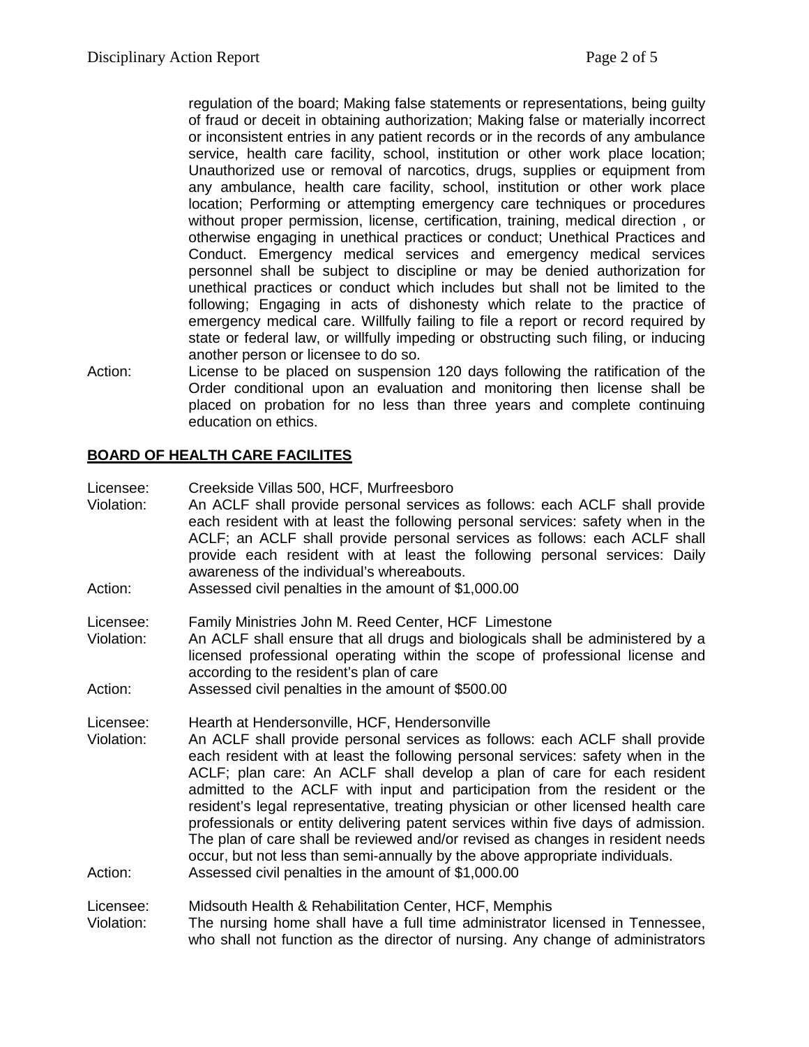regulation of the board; Making false statements or representations, being guilty of fraud or deceit in obtaining authorization; Making false or materially incorrect or inconsistent entries in any patient records or in the records of any ambulance service, health care facility, school, institution or other work place location; Unauthorized use or removal of narcotics, drugs, supplies or equipment from any ambulance, health care facility, school, institution or other work place location; Performing or attempting emergency care techniques or procedures without proper permission, license, certification, training, medical direction , or otherwise engaging in unethical practices or conduct; Unethical Practices and Conduct. Emergency medical services and emergency medical services personnel shall be subject to discipline or may be denied authorization for unethical practices or conduct which includes but shall not be limited to the following; Engaging in acts of dishonesty which relate to the practice of emergency medical care. Willfully failing to file a report or record required by state or federal law, or willfully impeding or obstructing such filing, or inducing another person or licensee to do so.

Action: License to be placed on suspension 120 days following the ratification of the Order conditional upon an evaluation and monitoring then license shall be placed on probation for no less than three years and complete continuing education on ethics.

## BOARD OF HEALTH CARE FACILITES

Licensee: Creekside Villas 500, HCF, Murfreesboro
Violation: An ACLF shall provide personal services as follows: each ACLF shall provide each resident with at least the following personal services: safety when in the ACLF; an ACLF shall provide personal services as follows: each ACLF shall provide each resident with at least the following personal services: Daily awareness of the individual's whereabouts.
Action: Assessed civil penalties in the amount of $1,000.00

Licensee: Family Ministries John M. Reed Center, HCF Limestone
Violation: An ACLF shall ensure that all drugs and biologicals shall be administered by a licensed professional operating within the scope of professional license and according to the resident's plan of care
Action: Assessed civil penalties in the amount of $500.00

Licensee: Hearth at Hendersonville, HCF, Hendersonville
Violation: An ACLF shall provide personal services as follows: each ACLF shall provide each resident with at least the following personal services: safety when in the ACLF; plan care: An ACLF shall develop a plan of care for each resident admitted to the ACLF with input and participation from the resident or the resident's legal representative, treating physician or other licensed health care professionals or entity delivering patent services within five days of admission. The plan of care shall be reviewed and/or revised as changes in resident needs occur, but not less than semi-annually by the above appropriate individuals.
Action: Assessed civil penalties in the amount of $1,000.00

Licensee: Midsouth Health & Rehabilitation Center, HCF, Memphis
Violation: The nursing home shall have a full time administrator licensed in Tennessee, who shall not function as the director of nursing. Any change of administrators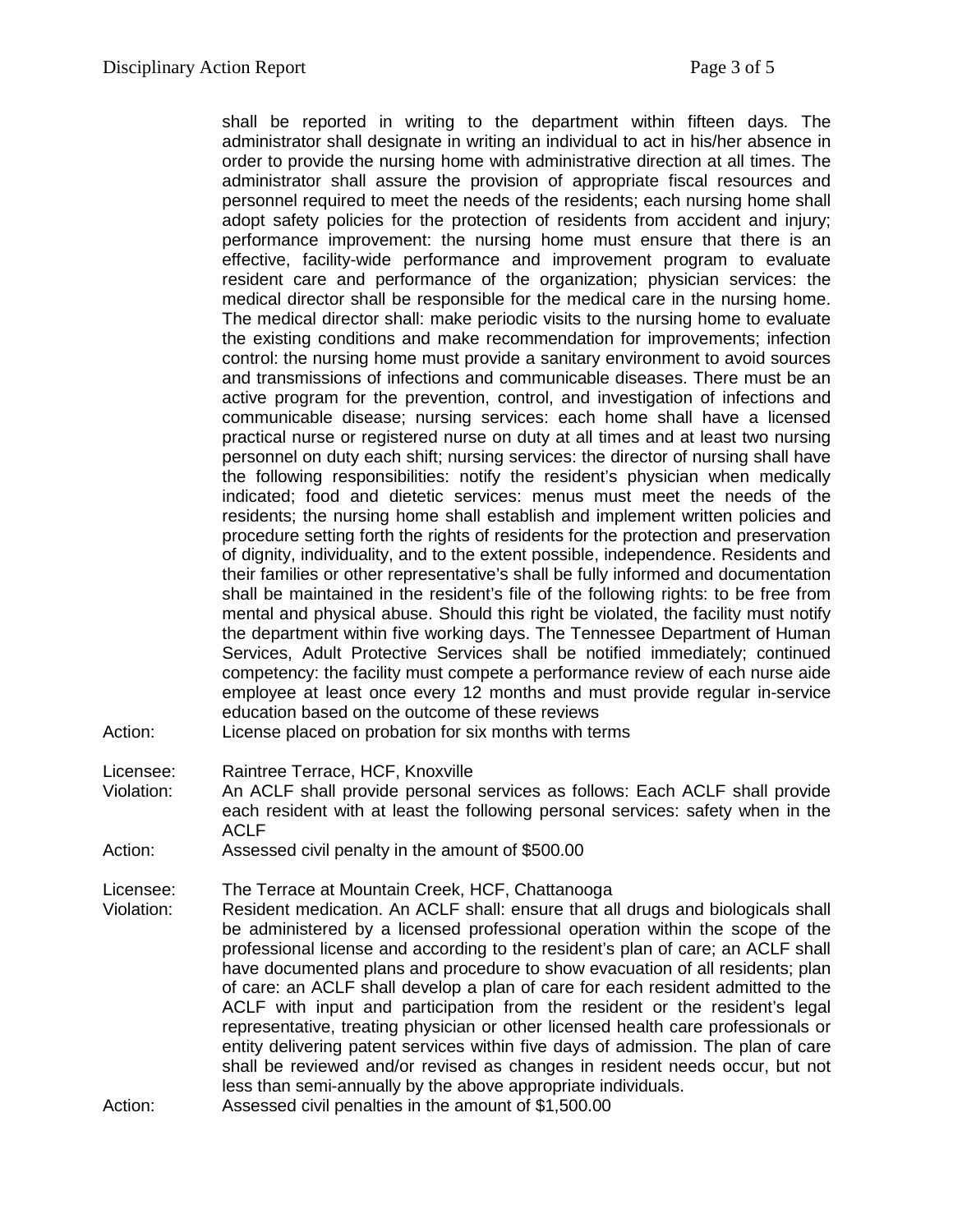shall be reported in writing to the department within fifteen days. The administrator shall designate in writing an individual to act in his/her absence in order to provide the nursing home with administrative direction at all times. The administrator shall assure the provision of appropriate fiscal resources and personnel required to meet the needs of the residents; each nursing home shall adopt safety policies for the protection of residents from accident and injury; performance improvement: the nursing home must ensure that there is an effective, facility-wide performance and improvement program to evaluate resident care and performance of the organization; physician services: the medical director shall be responsible for the medical care in the nursing home. The medical director shall: make periodic visits to the nursing home to evaluate the existing conditions and make recommendation for improvements; infection control: the nursing home must provide a sanitary environment to avoid sources and transmissions of infections and communicable diseases. There must be an active program for the prevention, control, and investigation of infections and communicable disease; nursing services: each home shall have a licensed practical nurse or registered nurse on duty at all times and at least two nursing personnel on duty each shift; nursing services: the director of nursing shall have the following responsibilities: notify the resident's physician when medically indicated; food and dietetic services: menus must meet the needs of the residents; the nursing home shall establish and implement written policies and procedure setting forth the rights of residents for the protection and preservation of dignity, individuality, and to the extent possible, independence. Residents and their families or other representative's shall be fully informed and documentation shall be maintained in the resident's file of the following rights: to be free from mental and physical abuse. Should this right be violated, the facility must notify the department within five working days. The Tennessee Department of Human Services, Adult Protective Services shall be notified immediately; continued competency: the facility must compete a performance review of each nurse aide employee at least once every 12 months and must provide regular in-service education based on the outcome of these reviews

Action: License placed on probation for six months with terms

Licensee: Raintree Terrace, HCF, Knoxville

Violation: An ACLF shall provide personal services as follows: Each ACLF shall provide each resident with at least the following personal services: safety when in the ACLF

Action: Assessed civil penalty in the amount of $500.00

Licensee: The Terrace at Mountain Creek, HCF, Chattanooga

Violation: Resident medication. An ACLF shall: ensure that all drugs and biologicals shall be administered by a licensed professional operation within the scope of the professional license and according to the resident's plan of care; an ACLF shall have documented plans and procedure to show evacuation of all residents; plan of care: an ACLF shall develop a plan of care for each resident admitted to the ACLF with input and participation from the resident or the resident's legal representative, treating physician or other licensed health care professionals or entity delivering patent services within five days of admission. The plan of care shall be reviewed and/or revised as changes in resident needs occur, but not less than semi-annually by the above appropriate individuals.

Action: Assessed civil penalties in the amount of $1,500.00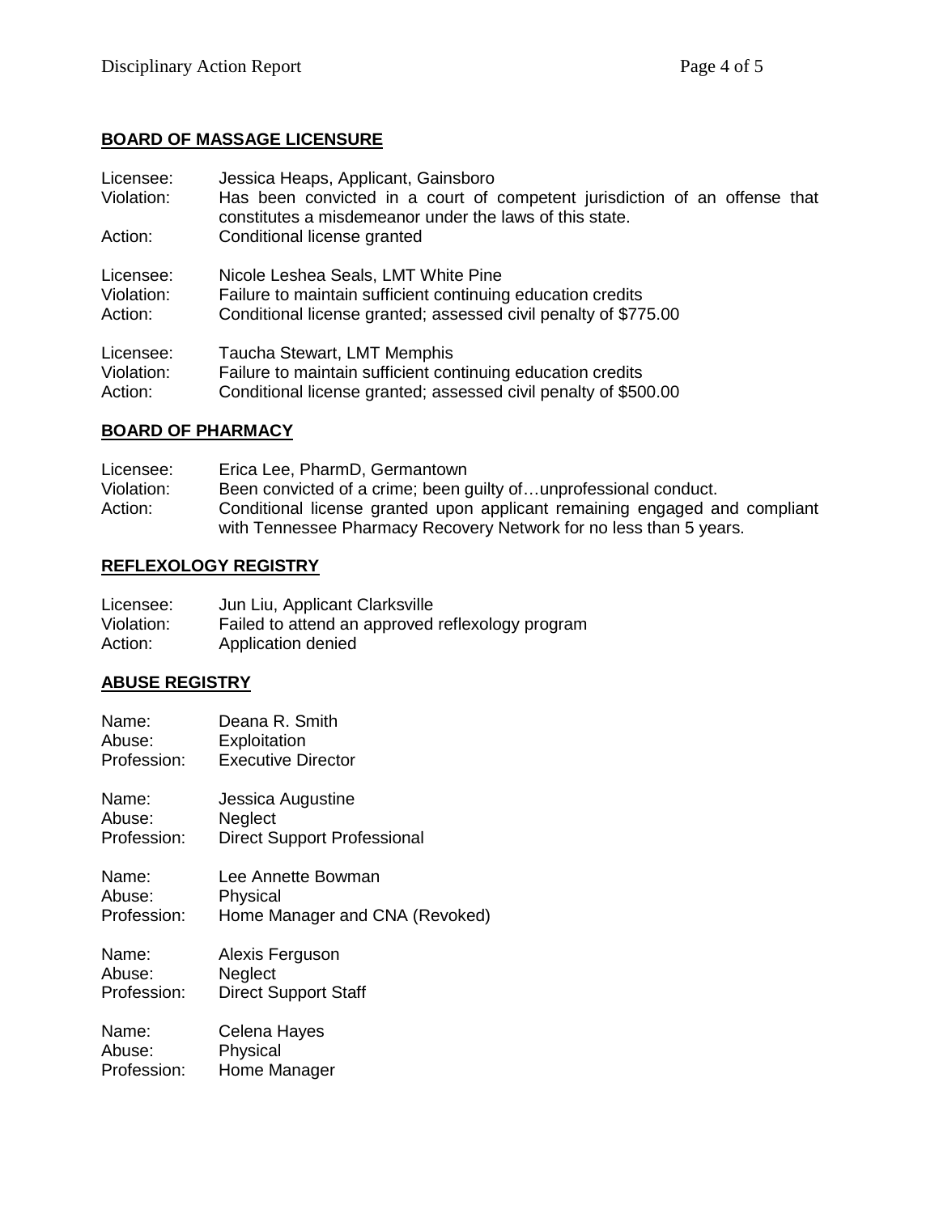## BOARD OF MASSAGE LICENSURE

Licensee: Jessica Heaps, Applicant, Gainsboro
Violation: Has been convicted in a court of competent jurisdiction of an offense that constitutes a misdemeanor under the laws of this state.
Action: Conditional license granted

Licensee: Nicole Leshea Seals, LMT White Pine
Violation: Failure to maintain sufficient continuing education credits
Action: Conditional license granted; assessed civil penalty of $775.00

Licensee: Taucha Stewart, LMT Memphis
Violation: Failure to maintain sufficient continuing education credits
Action: Conditional license granted; assessed civil penalty of $500.00

## BOARD OF PHARMACY

Licensee: Erica Lee, PharmD, Germantown
Violation: Been convicted of a crime; been guilty of…unprofessional conduct.
Action: Conditional license granted upon applicant remaining engaged and compliant with Tennessee Pharmacy Recovery Network for no less than 5 years.

## REFLEXOLOGY REGISTRY

Licensee: Jun Liu, Applicant Clarksville
Violation: Failed to attend an approved reflexology program
Action: Application denied

## ABUSE REGISTRY

Name: Deana R. Smith
Abuse: Exploitation
Profession: Executive Director

Name: Jessica Augustine
Abuse: Neglect
Profession: Direct Support Professional

Name: Lee Annette Bowman
Abuse: Physical
Profession: Home Manager and CNA (Revoked)

Name: Alexis Ferguson
Abuse: Neglect
Profession: Direct Support Staff

Name: Celena Hayes
Abuse: Physical
Profession: Home Manager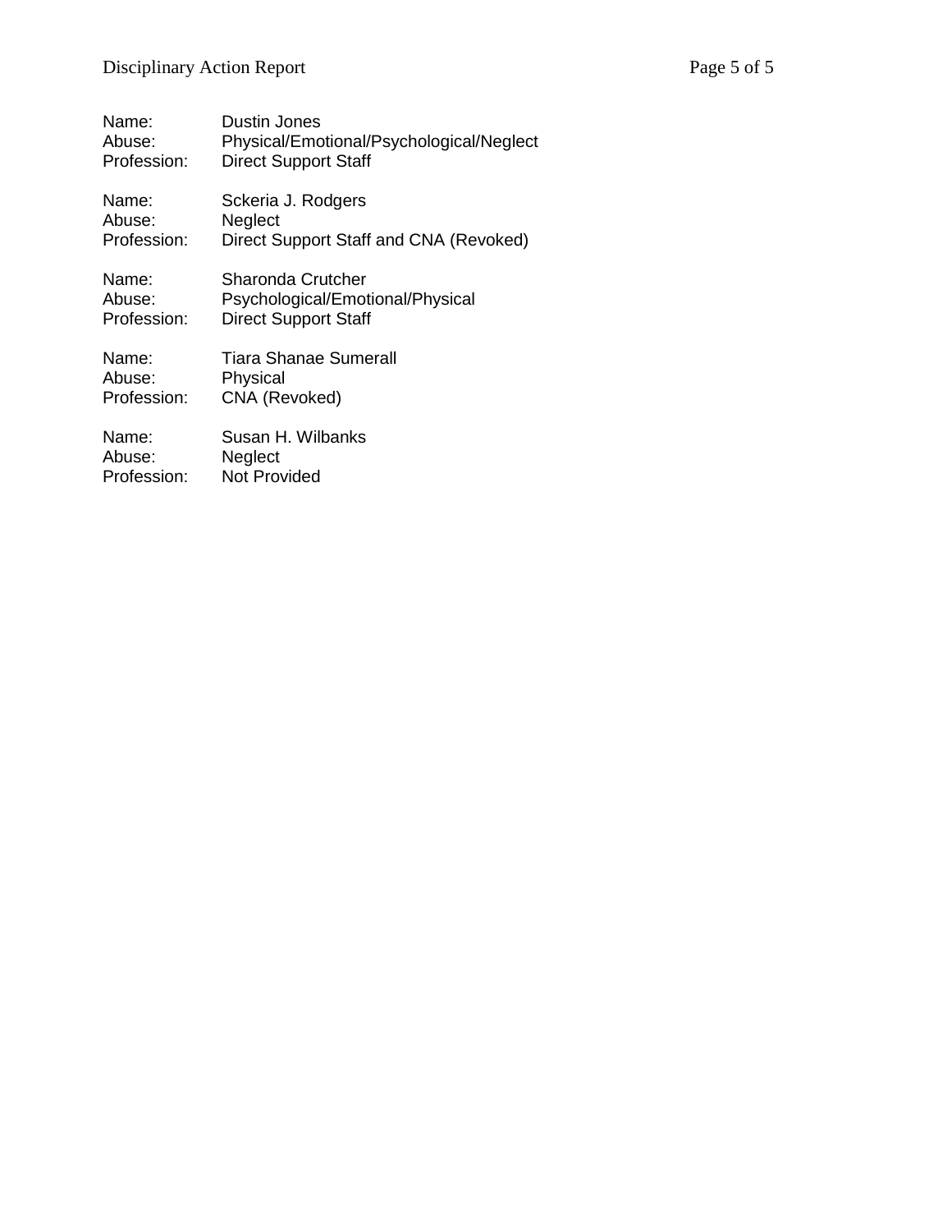Name: Dustin Jones
Abuse: Physical/Emotional/Psychological/Neglect
Profession: Direct Support Staff

Name: Sckeria J. Rodgers
Abuse: Neglect
Profession: Direct Support Staff and CNA (Revoked)

Name: Sharonda Crutcher
Abuse: Psychological/Emotional/Physical
Profession: Direct Support Staff

Name: Tiara Shanae Sumerall
Abuse: Physical
Profession: CNA (Revoked)

Name: Susan H. Wilbanks
Abuse: Neglect
Profession: Not Provided